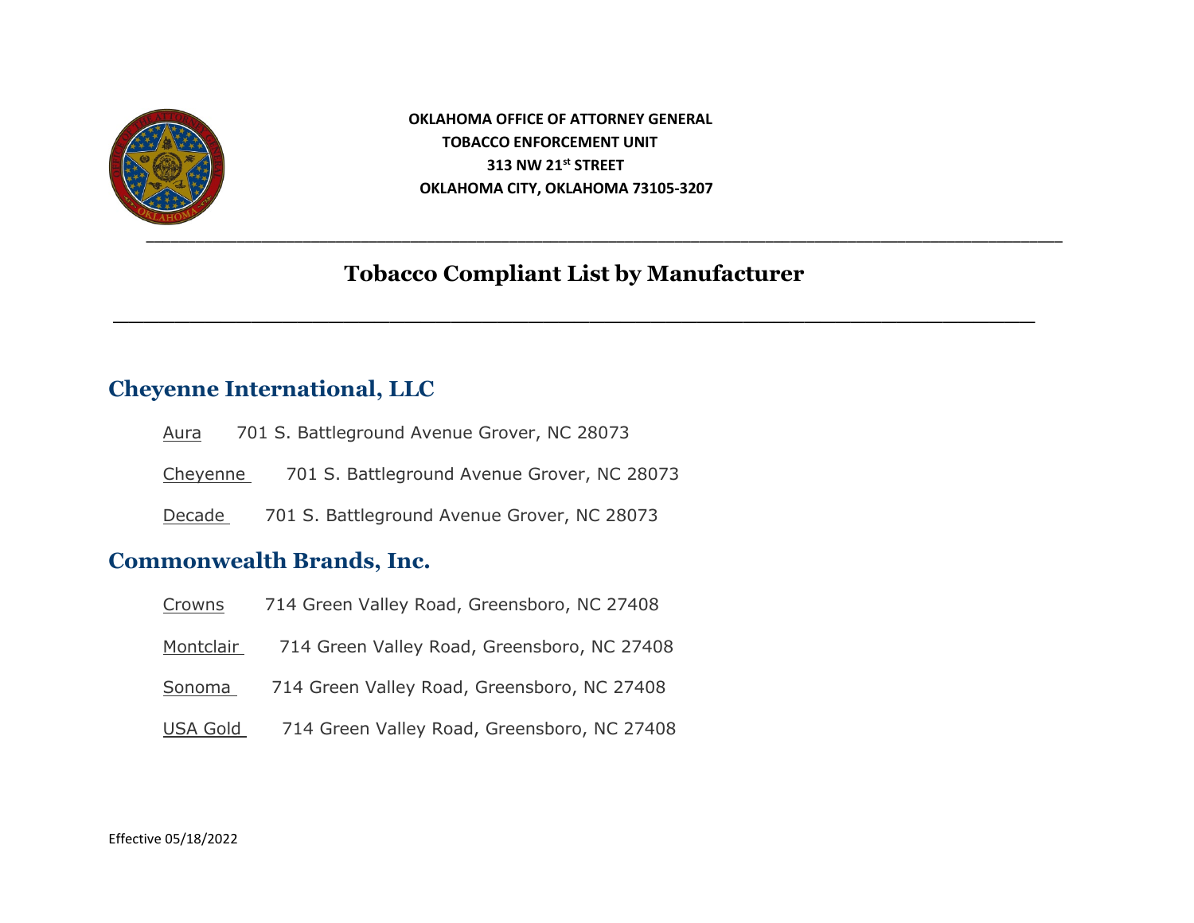**OKLAHOMA OFFICE OF ATTORNEY GENERAL**
**TOBACCO ENFORCEMENT UNIT**
**313 NW 21st STREET**
**OKLAHOMA CITY, OKLAHOMA 73105-3207**

# Tobacco Compliant List by Manufacturer

## Cheyenne International, LLC

Aura 701 S. Battleground Avenue Grover, NC 28073

Cheyenne 701 S. Battleground Avenue Grover, NC 28073

Decade 701 S. Battleground Avenue Grover, NC 28073

## Commonwealth Brands, Inc.

Crowns 714 Green Valley Road, Greensboro, NC 27408

Montclair 714 Green Valley Road, Greensboro, NC 27408

Sonoma 714 Green Valley Road, Greensboro, NC 27408

USA Gold 714 Green Valley Road, Greensboro, NC 27408

Effective 05/18/2022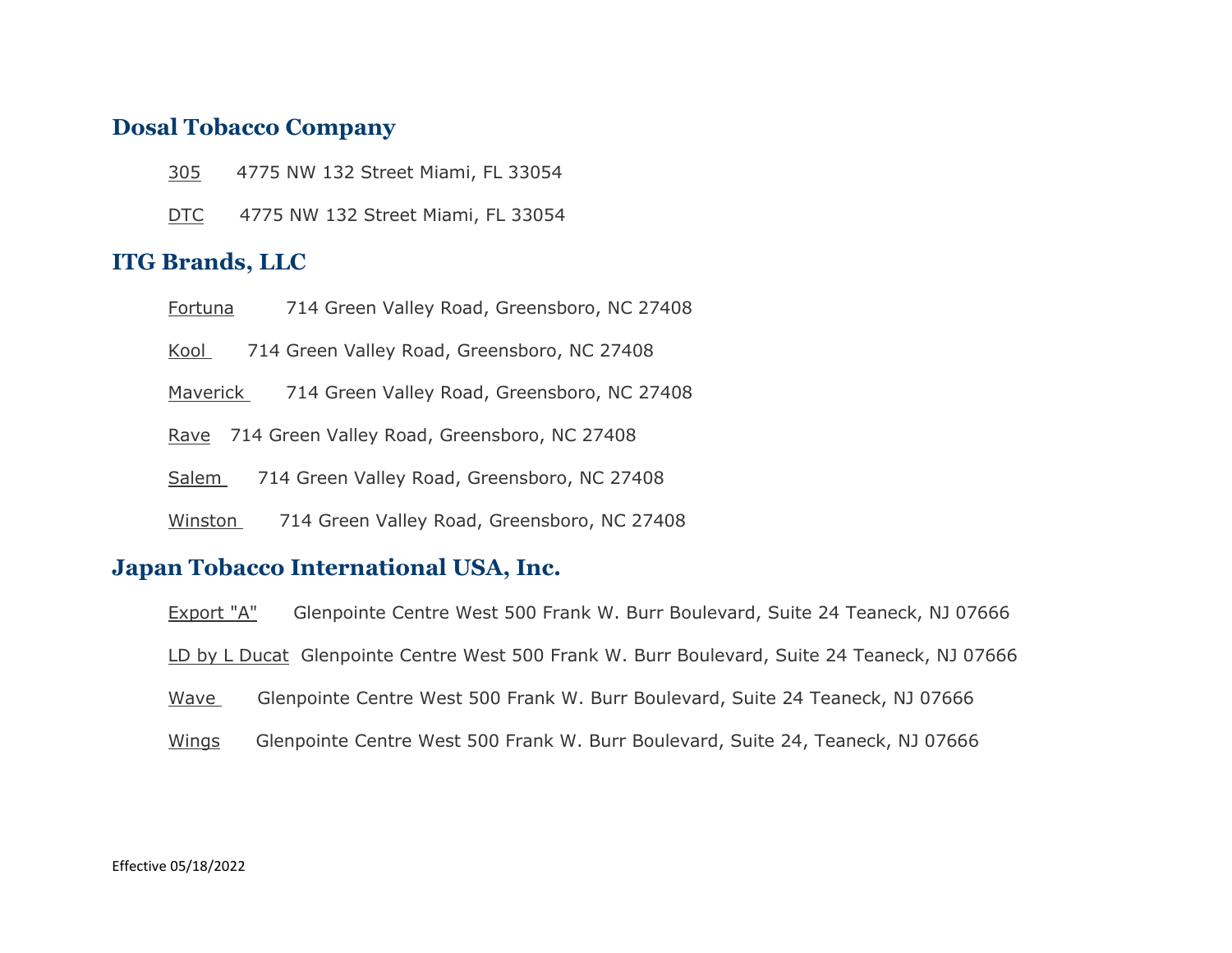## Dosal Tobacco Company

305 4775 NW 132 Street Miami, FL 33054

DTC 4775 NW 132 Street Miami, FL 33054

## ITG Brands, LLC

Fortuna 714 Green Valley Road, Greensboro, NC 27408

Kool 714 Green Valley Road, Greensboro, NC 27408

Maverick 714 Green Valley Road, Greensboro, NC 27408

Rave 714 Green Valley Road, Greensboro, NC 27408

Salem 714 Green Valley Road, Greensboro, NC 27408

Winston 714 Green Valley Road, Greensboro, NC 27408

## Japan Tobacco International USA, Inc.

Export "A" Glenpointe Centre West 500 Frank W. Burr Boulevard, Suite 24 Teaneck, NJ 07666

LD by L Ducat Glenpointe Centre West 500 Frank W. Burr Boulevard, Suite 24 Teaneck, NJ 07666

Wave Glenpointe Centre West 500 Frank W. Burr Boulevard, Suite 24 Teaneck, NJ 07666

Wings Glenpointe Centre West 500 Frank W. Burr Boulevard, Suite 24, Teaneck, NJ 07666

Effective 05/18/2022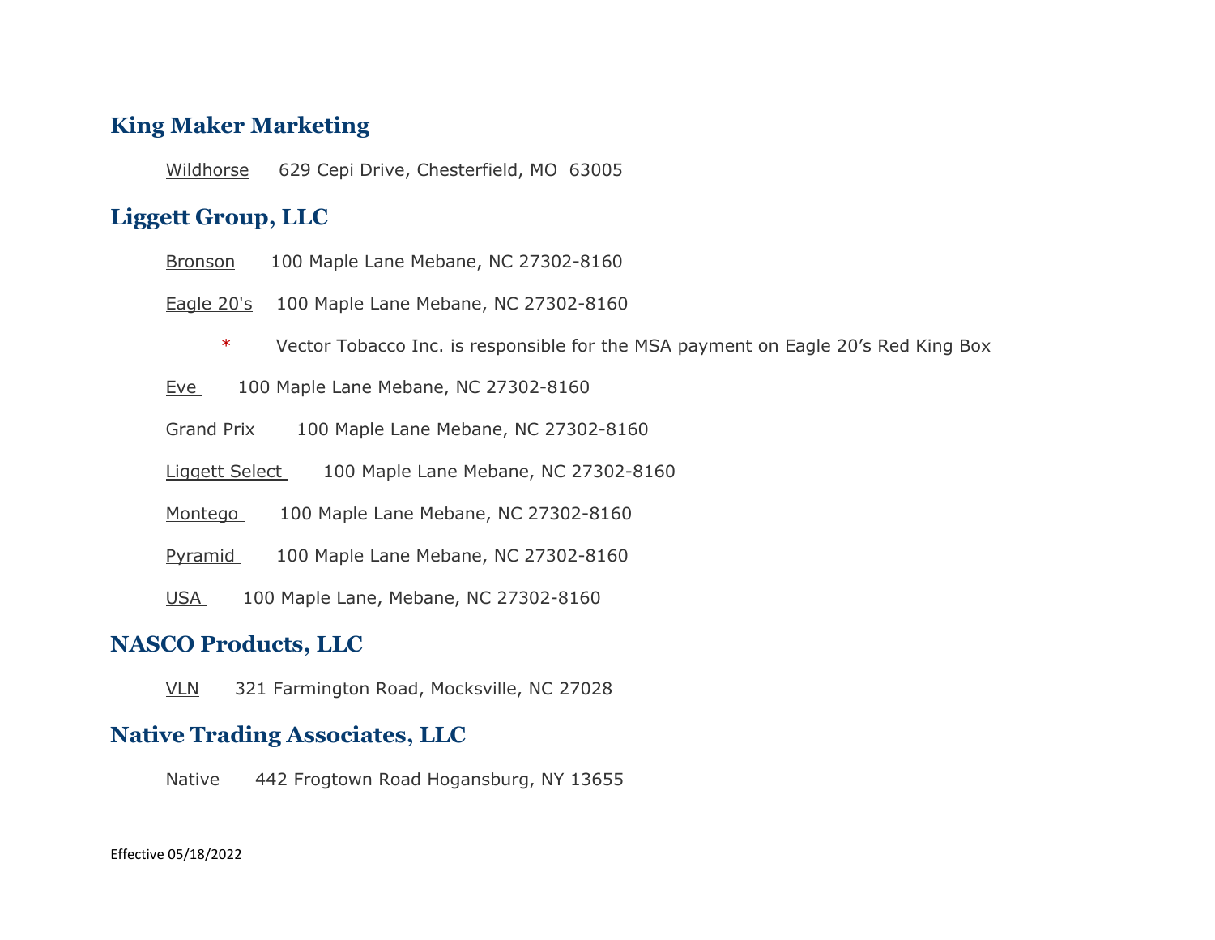## King Maker Marketing

Wildhorse 629 Cepi Drive, Chesterfield, MO 63005

## Liggett Group, LLC

Bronson 100 Maple Lane Mebane, NC 27302-8160

Eagle 20's 100 Maple Lane Mebane, NC 27302-8160

\* Vector Tobacco Inc. is responsible for the MSA payment on Eagle 20’s Red King Box

Eve 100 Maple Lane Mebane, NC 27302-8160

Grand Prix 100 Maple Lane Mebane, NC 27302-8160

Liggett Select 100 Maple Lane Mebane, NC 27302-8160

Montego 100 Maple Lane Mebane, NC 27302-8160

Pyramid 100 Maple Lane Mebane, NC 27302-8160

USA 100 Maple Lane, Mebane, NC 27302-8160

## NASCO Products, LLC

VLN 321 Farmington Road, Mocksville, NC 27028

## Native Trading Associates, LLC

Native 442 Frogtown Road Hogansburg, NY 13655

Effective 05/18/2022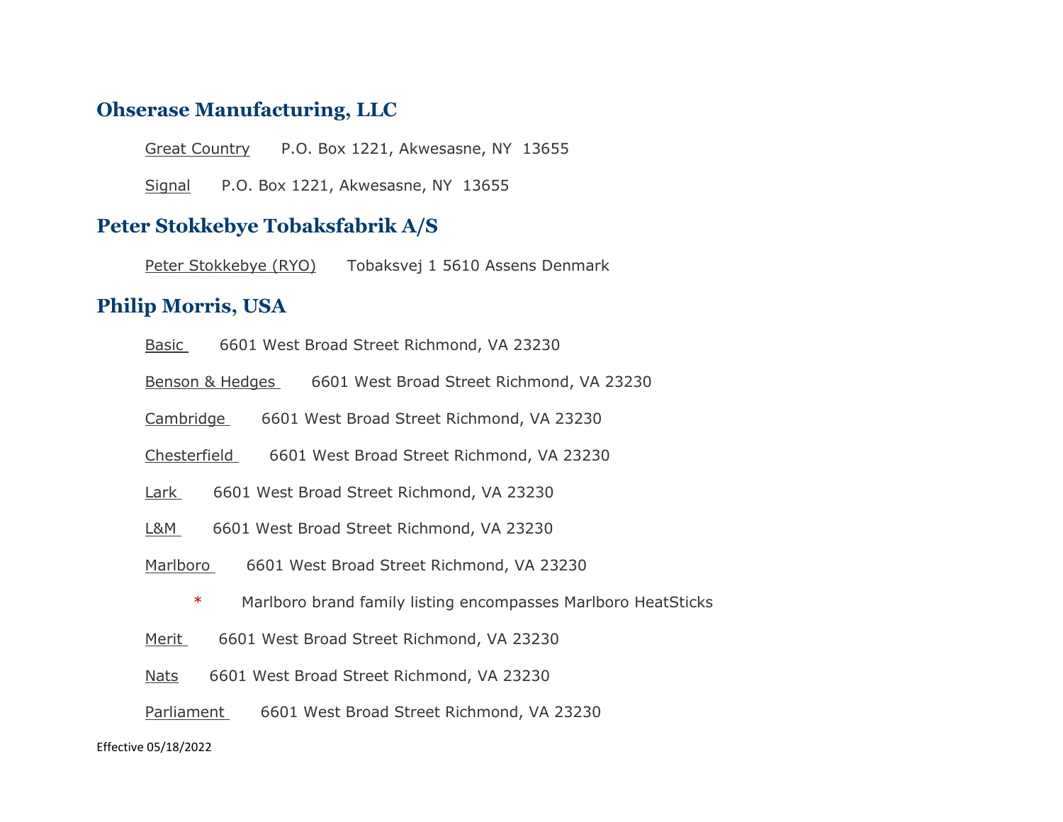## Ohserase Manufacturing, LLC

Great Country P.O. Box 1221, Akwesasne, NY 13655

Signal P.O. Box 1221, Akwesasne, NY 13655

## Peter Stokkebye Tobaksfabrik A/S

Peter Stokkebye (RYO) Tobaksvej 1 5610 Assens Denmark

## Philip Morris, USA

Basic 6601 West Broad Street Richmond, VA 23230

Benson & Hedges 6601 West Broad Street Richmond, VA 23230

Cambridge 6601 West Broad Street Richmond, VA 23230

Chesterfield 6601 West Broad Street Richmond, VA 23230

Lark 6601 West Broad Street Richmond, VA 23230

L&M 6601 West Broad Street Richmond, VA 23230

Marlboro 6601 West Broad Street Richmond, VA 23230

\* Marlboro brand family listing encompasses Marlboro HeatSticks

Merit 6601 West Broad Street Richmond, VA 23230

Nats 6601 West Broad Street Richmond, VA 23230

Parliament 6601 West Broad Street Richmond, VA 23230

Effective 05/18/2022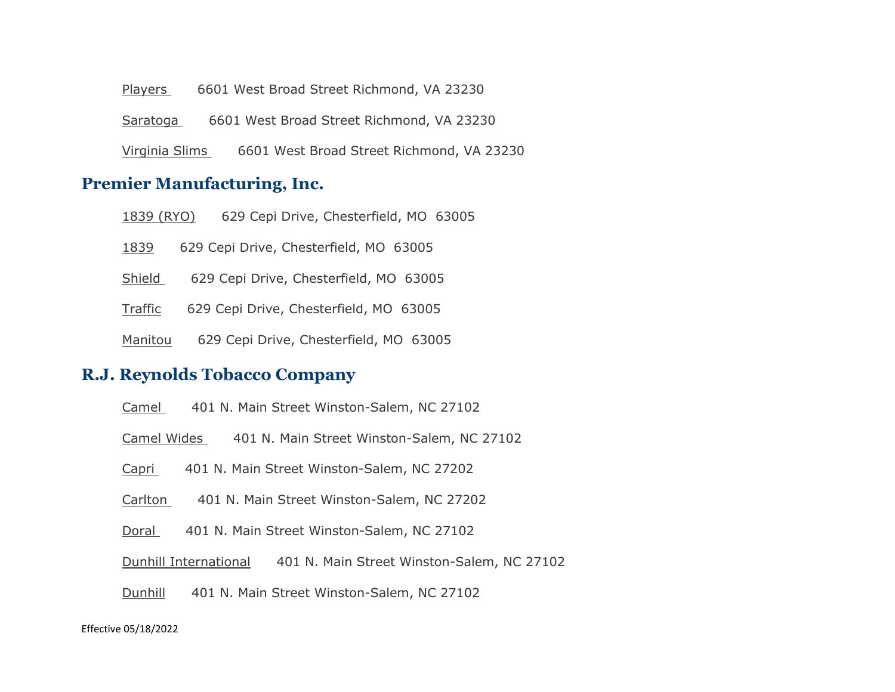Players 6601 West Broad Street Richmond, VA 23230

Saratoga 6601 West Broad Street Richmond, VA 23230

Virginia Slims 6601 West Broad Street Richmond, VA 23230

## Premier Manufacturing, Inc.

1839 (RYO) 629 Cepi Drive, Chesterfield, MO 63005

1839 629 Cepi Drive, Chesterfield, MO 63005

Shield 629 Cepi Drive, Chesterfield, MO 63005

Traffic 629 Cepi Drive, Chesterfield, MO 63005

Manitou 629 Cepi Drive, Chesterfield, MO 63005

## R.J. Reynolds Tobacco Company

Camel 401 N. Main Street Winston-Salem, NC 27102

Camel Wides 401 N. Main Street Winston-Salem, NC 27102

Capri 401 N. Main Street Winston-Salem, NC 27202

Carlton 401 N. Main Street Winston-Salem, NC 27202

Doral 401 N. Main Street Winston-Salem, NC 27102

Dunhill International 401 N. Main Street Winston-Salem, NC 27102

Dunhill 401 N. Main Street Winston-Salem, NC 27102

Effective 05/18/2022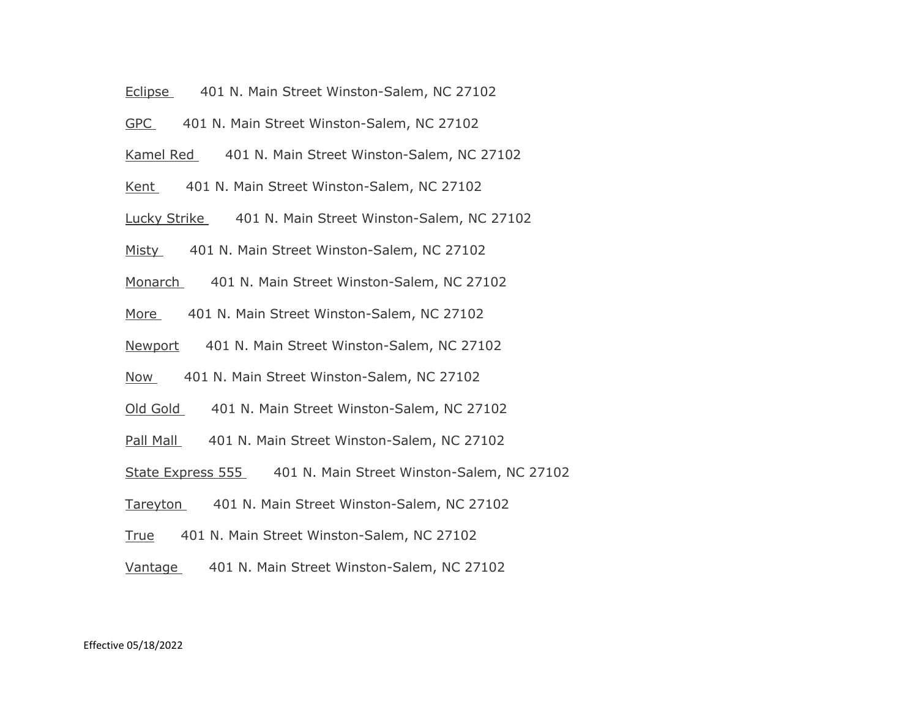Eclipse 401 N. Main Street Winston-Salem, NC 27102

GPC 401 N. Main Street Winston-Salem, NC 27102

Kamel Red 401 N. Main Street Winston-Salem, NC 27102

Kent 401 N. Main Street Winston-Salem, NC 27102

Lucky Strike 401 N. Main Street Winston-Salem, NC 27102

Misty 401 N. Main Street Winston-Salem, NC 27102

Monarch 401 N. Main Street Winston-Salem, NC 27102

More 401 N. Main Street Winston-Salem, NC 27102

Newport 401 N. Main Street Winston-Salem, NC 27102

Now 401 N. Main Street Winston-Salem, NC 27102

Old Gold 401 N. Main Street Winston-Salem, NC 27102

Pall Mall 401 N. Main Street Winston-Salem, NC 27102

State Express 555 401 N. Main Street Winston-Salem, NC 27102

Tareyton 401 N. Main Street Winston-Salem, NC 27102

True 401 N. Main Street Winston-Salem, NC 27102

Vantage 401 N. Main Street Winston-Salem, NC 27102

Effective 05/18/2022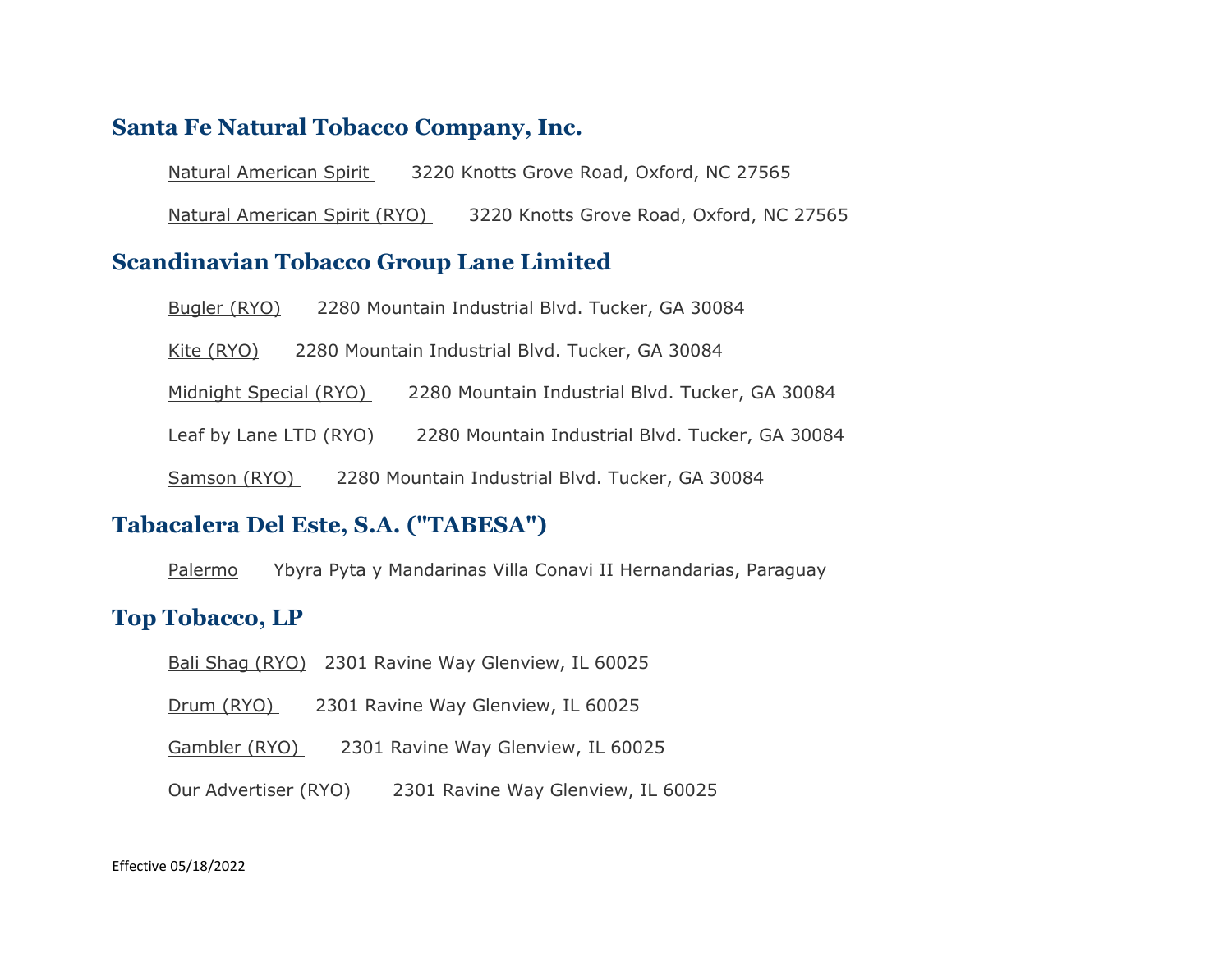## Santa Fe Natural Tobacco Company, Inc.

Natural American Spirit 3220 Knotts Grove Road, Oxford, NC 27565

Natural American Spirit (RYO) 3220 Knotts Grove Road, Oxford, NC 27565

## Scandinavian Tobacco Group Lane Limited

Bugler (RYO) 2280 Mountain Industrial Blvd. Tucker, GA 30084

Kite (RYO) 2280 Mountain Industrial Blvd. Tucker, GA 30084

Midnight Special (RYO) 2280 Mountain Industrial Blvd. Tucker, GA 30084

Leaf by Lane LTD (RYO) 2280 Mountain Industrial Blvd. Tucker, GA 30084

Samson (RYO) 2280 Mountain Industrial Blvd. Tucker, GA 30084

## Tabacalera Del Este, S.A. ("TABESA")

Palermo Ybyra Pyta y Mandarinas Villa Conavi II Hernandarias, Paraguay

## Top Tobacco, LP

Bali Shag (RYO) 2301 Ravine Way Glenview, IL 60025

Drum (RYO) 2301 Ravine Way Glenview, IL 60025

Gambler (RYO) 2301 Ravine Way Glenview, IL 60025

Our Advertiser (RYO) 2301 Ravine Way Glenview, IL 60025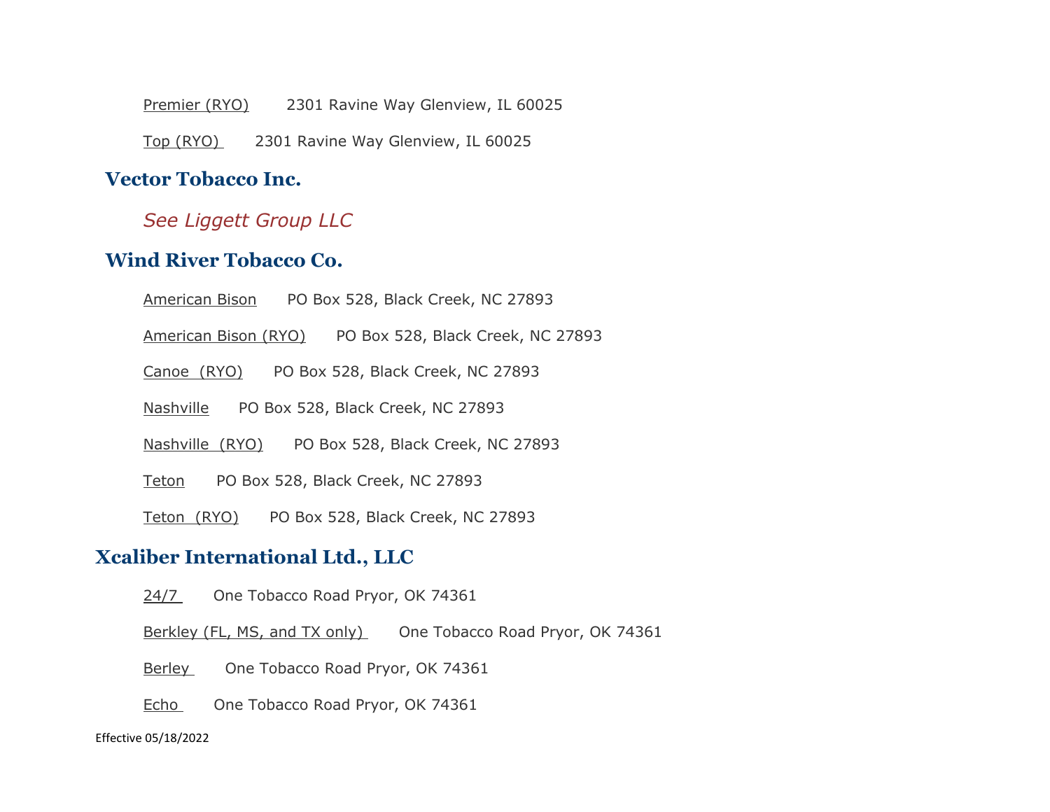Premier (RYO) 2301 Ravine Way Glenview, IL 60025

Top (RYO) 2301 Ravine Way Glenview, IL 60025

## Vector Tobacco Inc.

*See Liggett Group LLC*

## Wind River Tobacco Co.

American Bison PO Box 528, Black Creek, NC 27893

American Bison (RYO) PO Box 528, Black Creek, NC 27893

Canoe (RYO) PO Box 528, Black Creek, NC 27893

Nashville PO Box 528, Black Creek, NC 27893

Nashville (RYO) PO Box 528, Black Creek, NC 27893

Teton PO Box 528, Black Creek, NC 27893

Teton (RYO) PO Box 528, Black Creek, NC 27893

## Xcaliber International Ltd., LLC

24/7 One Tobacco Road Pryor, OK 74361

Berkley (FL, MS, and TX only) One Tobacco Road Pryor, OK 74361

Berley One Tobacco Road Pryor, OK 74361

Echo One Tobacco Road Pryor, OK 74361

Effective 05/18/2022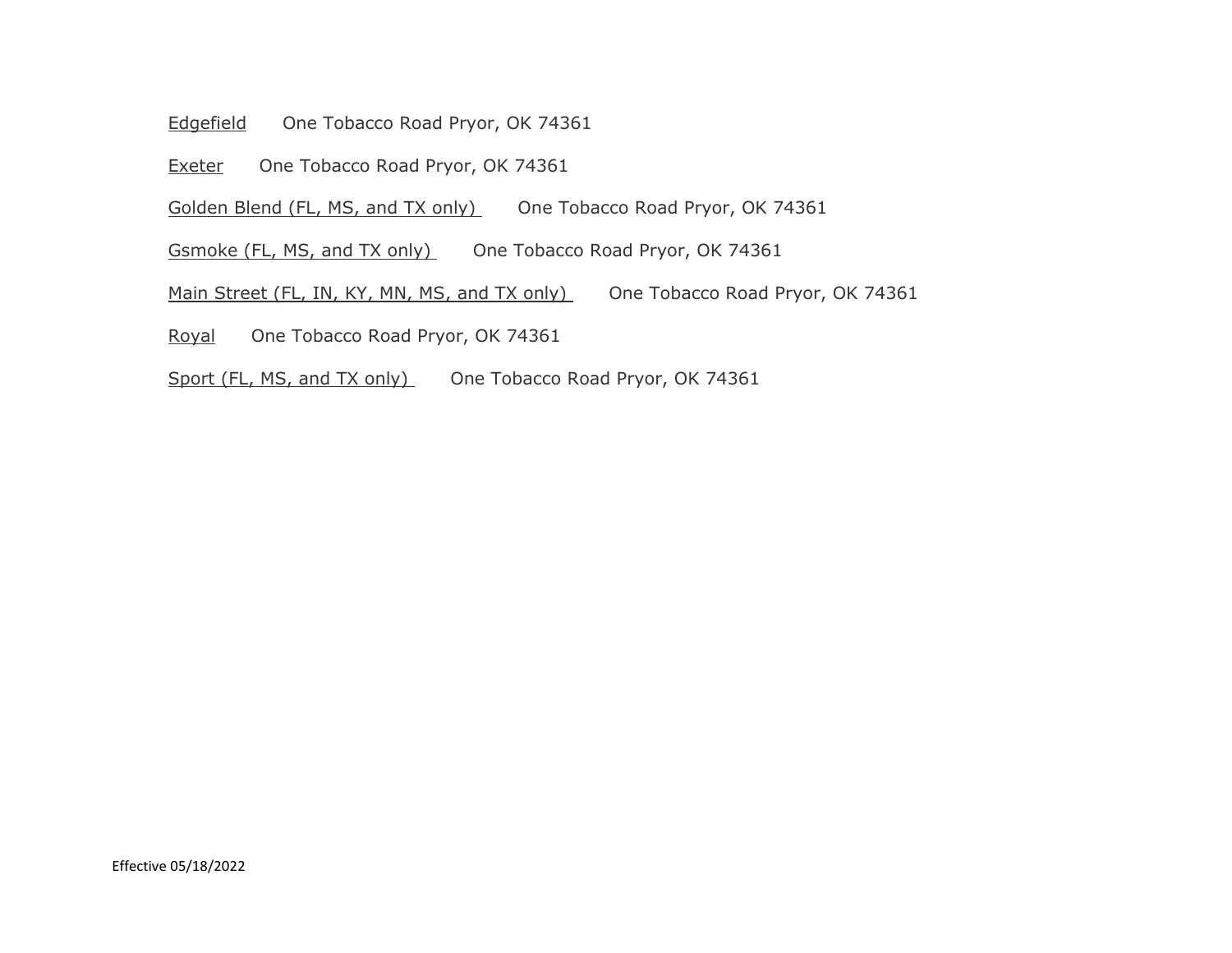Edgefield One Tobacco Road Pryor, OK 74361

Exeter One Tobacco Road Pryor, OK 74361

Golden Blend (FL, MS, and TX only) One Tobacco Road Pryor, OK 74361

Gsmoke (FL, MS, and TX only) One Tobacco Road Pryor, OK 74361

Main Street (FL, IN, KY, MN, MS, and TX only) One Tobacco Road Pryor, OK 74361

Royal One Tobacco Road Pryor, OK 74361

Sport (FL, MS, and TX only) One Tobacco Road Pryor, OK 74361

Effective 05/18/2022